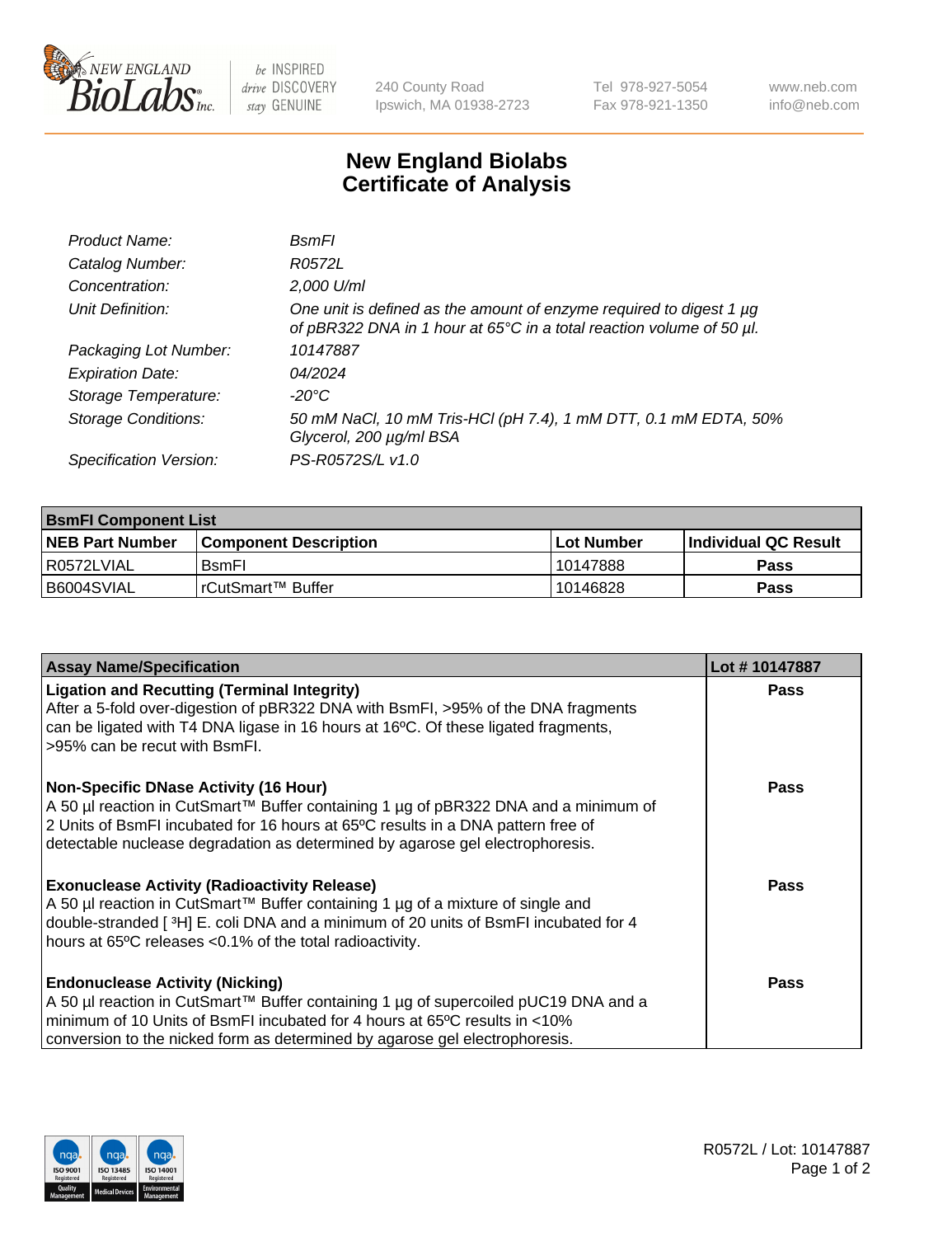New England BioLabs Inc. — be INSPIRED drive DISCOVERY stay GENUINE

240 County Road
Ipswich, MA 01938-2723

Tel 978-927-5054
Fax 978-921-1350

www.neb.com
info@neb.com

# New England Biolabs
# Certificate of Analysis

| | |
|---|---|
| *Product Name:* | *BsmFI* |
| *Catalog Number:* | *R0572L* |
| *Concentration:* | *2,000 U/ml* |
| *Unit Definition:* | *One unit is defined as the amount of enzyme required to digest 1 µg of pBR322 DNA in 1 hour at 65°C in a total reaction volume of 50 µl.* |
| *Packaging Lot Number:* | *10147887* |
| *Expiration Date:* | *04/2024* |
| *Storage Temperature:* | *-20°C* |
| *Storage Conditions:* | *50 mM NaCl, 10 mM Tris-HCl (pH 7.4), 1 mM DTT, 0.1 mM EDTA, 50% Glycerol, 200 µg/ml BSA* |
| *Specification Version:* | *PS-R0572S/L v1.0* |

| **BsmFI Component List** | | | |
|---|---|---|---|
| **NEB Part Number** | **Component Description** | **Lot Number** | **Individual QC Result** |
| R0572LVIAL | BsmFI | 10147888 | **Pass** |
| B6004SVIAL | rCutSmart™ Buffer | 10146828 | **Pass** |

| **Assay Name/Specification** | **Lot # 10147887** |
|---|---|
| **Ligation and Recutting (Terminal Integrity)**<br>After a 5-fold over-digestion of pBR322 DNA with BsmFI, >95% of the DNA fragments can be ligated with T4 DNA ligase in 16 hours at 16ºC. Of these ligated fragments, >95% can be recut with BsmFI. | **Pass** |
| **Non-Specific DNase Activity (16 Hour)**<br>A 50 µl reaction in CutSmart™ Buffer containing 1 µg of pBR322 DNA and a minimum of 2 Units of BsmFI incubated for 16 hours at 65ºC results in a DNA pattern free of detectable nuclease degradation as determined by agarose gel electrophoresis. | **Pass** |
| **Exonuclease Activity (Radioactivity Release)**<br>A 50 µl reaction in CutSmart™ Buffer containing 1 µg of a mixture of single and double-stranded [ $^3$H] E. coli DNA and a minimum of 20 units of BsmFI incubated for 4 hours at 65ºC releases <0.1% of the total radioactivity. | **Pass** |
| **Endonuclease Activity (Nicking)**<br>A 50 µl reaction in CutSmart™ Buffer containing 1 µg of supercoiled pUC19 DNA and a minimum of 10 Units of BsmFI incubated for 4 hours at 65ºC results in <10% conversion to the nicked form as determined by agarose gel electrophoresis. | **Pass** |

R0572L / Lot: 10147887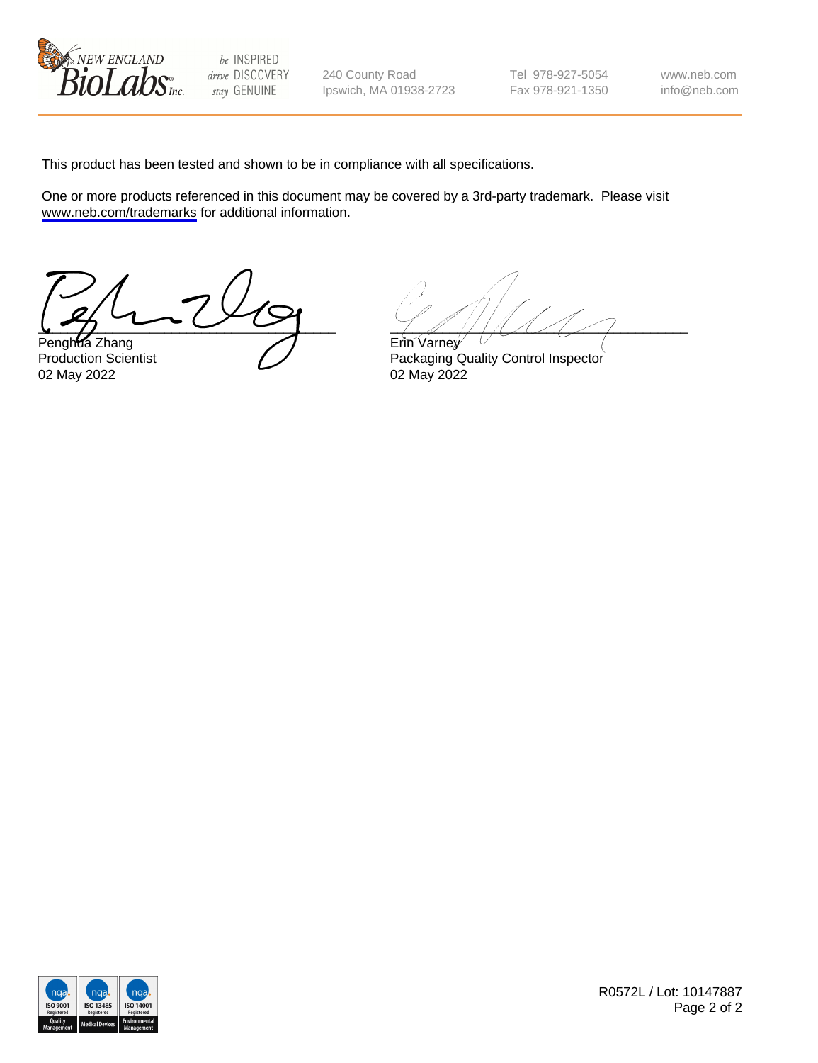This product has been tested and shown to be in compliance with all specifications.

One or more products referenced in this document may be covered by a 3rd-party trademark. Please visit www.neb.com/trademarks for additional information.

Penghua Zhang
Production Scientist
02 May 2022

Erin Varney
Packaging Quality Control Inspector
02 May 2022

R0572L / Lot: 10147887